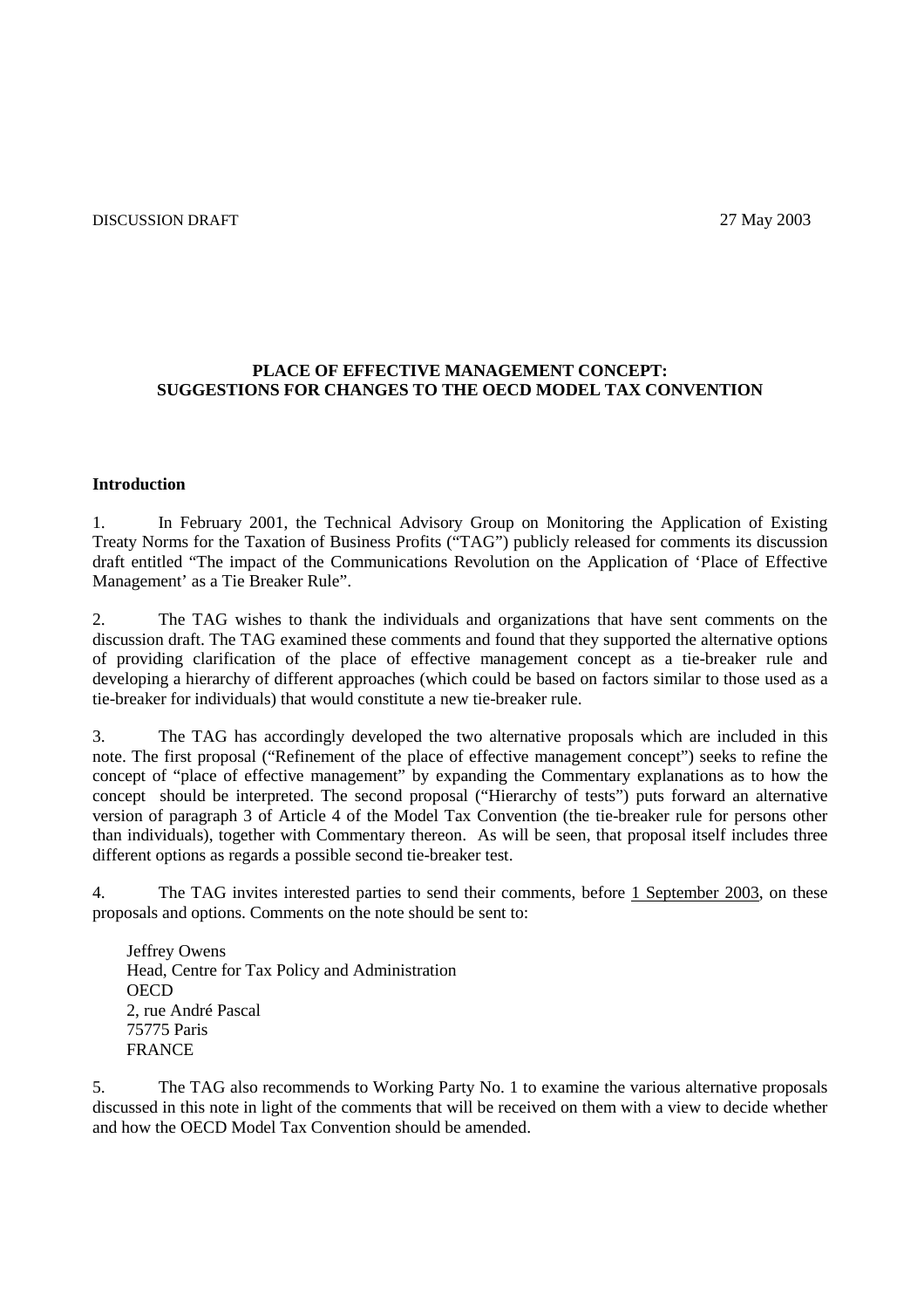DISCUSSION DRAFT 27 May 2003

# PLACE OF EFFECTIVE MANAGEMENT CONCEPT: SUGGESTIONS FOR CHANGES TO THE OECD MODEL TAX CONVENTION

## Introduction

1. In February 2001, the Technical Advisory Group on Monitoring the Application of Existing Treaty Norms for the Taxation of Business Profits ("TAG") publicly released for comments its discussion draft entitled "The impact of the Communications Revolution on the Application of 'Place of Effective Management' as a Tie Breaker Rule".

2. The TAG wishes to thank the individuals and organizations that have sent comments on the discussion draft. The TAG examined these comments and found that they supported the alternative options of providing clarification of the place of effective management concept as a tie-breaker rule and developing a hierarchy of different approaches (which could be based on factors similar to those used as a tie-breaker for individuals) that would constitute a new tie-breaker rule.

3. The TAG has accordingly developed the two alternative proposals which are included in this note. The first proposal ("Refinement of the place of effective management concept") seeks to refine the concept of "place of effective management" by expanding the Commentary explanations as to how the concept should be interpreted. The second proposal ("Hierarchy of tests") puts forward an alternative version of paragraph 3 of Article 4 of the Model Tax Convention (the tie-breaker rule for persons other than individuals), together with Commentary thereon. As will be seen, that proposal itself includes three different options as regards a possible second tie-breaker test.

4. The TAG invites interested parties to send their comments, before 1 September 2003, on these proposals and options. Comments on the note should be sent to:

Jeffrey Owens
Head, Centre for Tax Policy and Administration
OECD
2, rue André Pascal
75775 Paris
FRANCE

5. The TAG also recommends to Working Party No. 1 to examine the various alternative proposals discussed in this note in light of the comments that will be received on them with a view to decide whether and how the OECD Model Tax Convention should be amended.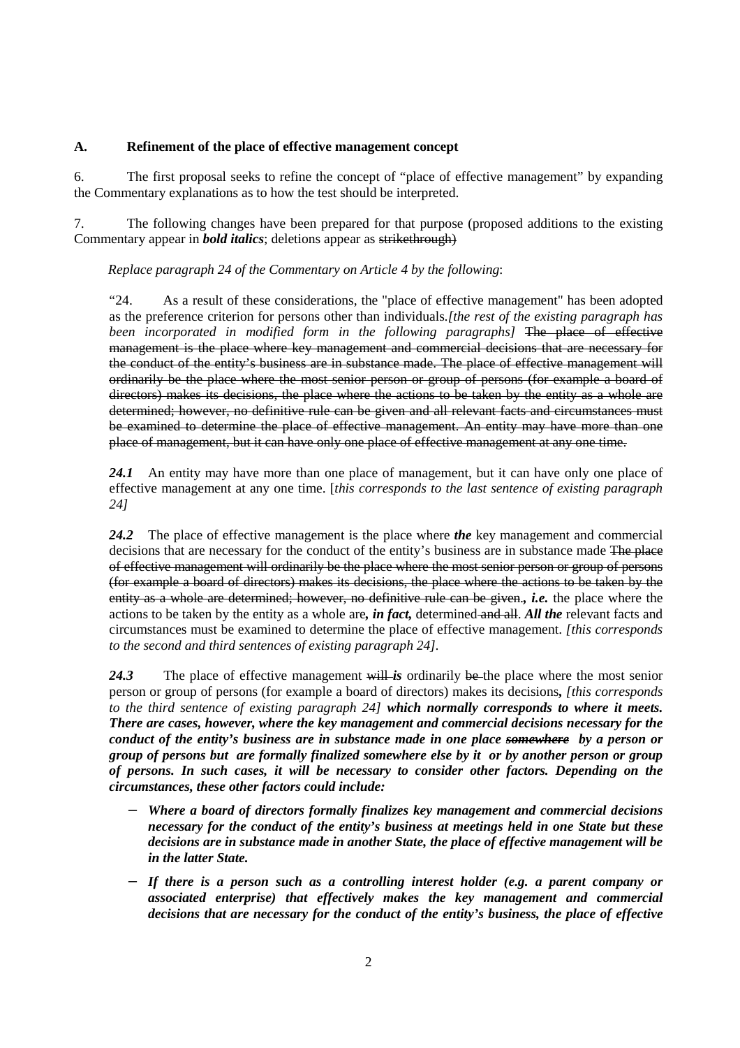**A. Refinement of the place of effective management concept**

6. The first proposal seeks to refine the concept of "place of effective management" by expanding the Commentary explanations as to how the test should be interpreted.

7. The following changes have been prepared for that purpose (proposed additions to the existing Commentary appear in ***bold italics***; deletions appear as ~~strikethrough)~~

*Replace paragraph 24 of the Commentary on Article 4 by the following*:

"24. As a result of these considerations, the "place of effective management" has been adopted as the preference criterion for persons other than individuals.*[the rest of the existing paragraph has been incorporated in modified form in the following paragraphs]* ~~The place of effective management is the place where key management and commercial decisions that are necessary for the conduct of the entity's business are in substance made. The place of effective management will ordinarily be the place where the most senior person or group of persons (for example a board of directors) makes its decisions, the place where the actions to be taken by the entity as a whole are determined; however, no definitive rule can be given and all relevant facts and circumstances must be examined to determine the place of effective management. An entity may have more than one place of management, but it can have only one place of effective management at any one time.~~

***24.1*** An entity may have more than one place of management, but it can have only one place of effective management at any one time. [*this corresponds to the last sentence of existing paragraph 24]*

***24.2*** The place of effective management is the place where ***the*** key management and commercial decisions that are necessary for the conduct of the entity's business are in substance made ~~The place of effective management will ordinarily be the place where the most senior person or group of persons (for example a board of directors) makes its decisions, the place where the actions to be taken by the entity as a whole are determined; however, no definitive rule can be given.~~***, i.e.*** the place where the actions to be taken by the entity as a whole are***, in fact,*** determined~~ and all~~. ***All the*** relevant facts and circumstances must be examined to determine the place of effective management. *[this corresponds to the second and third sentences of existing paragraph 24]*.

***24.3*** The place of effective management ~~will~~ ***is*** ordinarily ~~be~~ the place where the most senior person or group of persons (for example a board of directors) makes its decisions***,*** *[this corresponds to the third sentence of existing paragraph 24]* ***which normally corresponds to where it meets. There are cases, however, where the key management and commercial decisions necessary for the conduct of the entity's business are in substance made in one place ~~somewhere~~ by a person or group of persons but are formally finalized somewhere else by it or by another person or group of persons. In such cases, it will be necessary to consider other factors. Depending on the circumstances, these other factors could include:***

- ***Where a board of directors formally finalizes key management and commercial decisions necessary for the conduct of the entity's business at meetings held in one State but these decisions are in substance made in another State, the place of effective management will be in the latter State.***
- ***If there is a person such as a controlling interest holder (e.g. a parent company or associated enterprise) that effectively makes the key management and commercial decisions that are necessary for the conduct of the entity's business, the place of effective***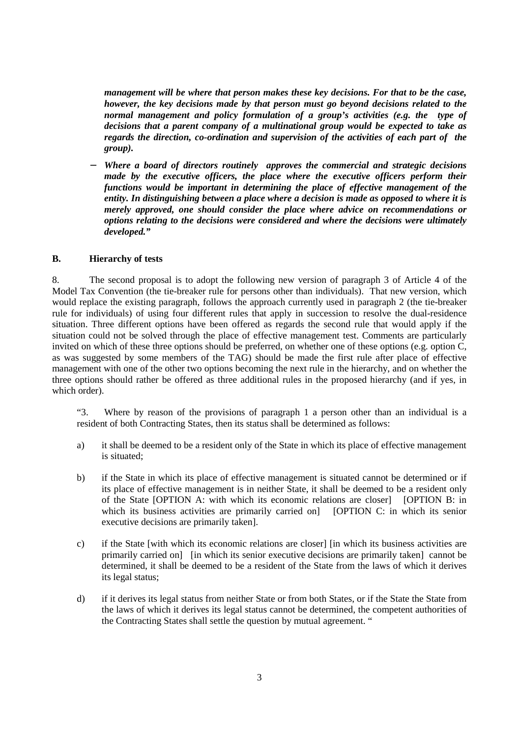*management will be where that person makes these key decisions. For that to be the case, however, the key decisions made by that person must go beyond decisions related to the normal management and policy formulation of a group's activities (e.g. the type of decisions that a parent company of a multinational group would be expected to take as regards the direction, co-ordination and supervision of the activities of each part of the group).*

- *Where a board of directors routinely approves the commercial and strategic decisions made by the executive officers, the place where the executive officers perform their functions would be important in determining the place of effective management of the entity. In distinguishing between a place where a decision is made as opposed to where it is merely approved, one should consider the place where advice on recommendations or options relating to the decisions were considered and where the decisions were ultimately developed."*

## B. Hierarchy of tests

8. The second proposal is to adopt the following new version of paragraph 3 of Article 4 of the Model Tax Convention (the tie-breaker rule for persons other than individuals). That new version, which would replace the existing paragraph, follows the approach currently used in paragraph 2 (the tie-breaker rule for individuals) of using four different rules that apply in succession to resolve the dual-residence situation. Three different options have been offered as regards the second rule that would apply if the situation could not be solved through the place of effective management test. Comments are particularly invited on which of these three options should be preferred, on whether one of these options (e.g. option C, as was suggested by some members of the TAG) should be made the first rule after place of effective management with one of the other two options becoming the next rule in the hierarchy, and on whether the three options should rather be offered as three additional rules in the proposed hierarchy (and if yes, in which order).

"3. Where by reason of the provisions of paragraph 1 a person other than an individual is a resident of both Contracting States, then its status shall be determined as follows:

a) it shall be deemed to be a resident only of the State in which its place of effective management is situated;

b) if the State in which its place of effective management is situated cannot be determined or if its place of effective management is in neither State, it shall be deemed to be a resident only of the State [OPTION A: with which its economic relations are closer] [OPTION B: in which its business activities are primarily carried on] [OPTION C: in which its senior executive decisions are primarily taken].

c) if the State [with which its economic relations are closer] [in which its business activities are primarily carried on] [in which its senior executive decisions are primarily taken] cannot be determined, it shall be deemed to be a resident of the State from the laws of which it derives its legal status;

d) if it derives its legal status from neither State or from both States, or if the State the State from the laws of which it derives its legal status cannot be determined, the competent authorities of the Contracting States shall settle the question by mutual agreement. "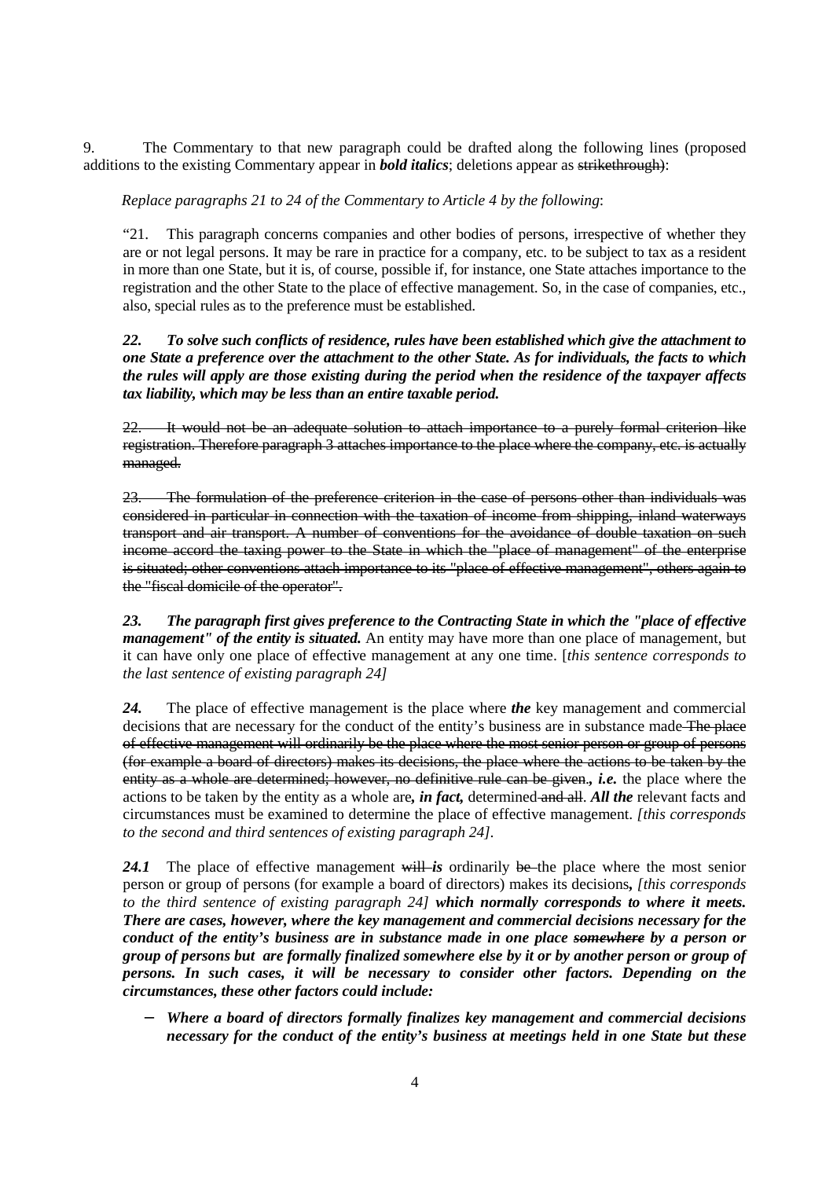9. The Commentary to that new paragraph could be drafted along the following lines (proposed additions to the existing Commentary appear in ***bold italics***; deletions appear as ~~strikethrough~~):

*Replace paragraphs 21 to 24 of the Commentary to Article 4 by the following*:

"21. This paragraph concerns companies and other bodies of persons, irrespective of whether they are or not legal persons. It may be rare in practice for a company, etc. to be subject to tax as a resident in more than one State, but it is, of course, possible if, for instance, one State attaches importance to the registration and the other State to the place of effective management. So, in the case of companies, etc., also, special rules as to the preference must be established.

***22. To solve such conflicts of residence, rules have been established which give the attachment to one State a preference over the attachment to the other State. As for individuals, the facts to which the rules will apply are those existing during the period when the residence of the taxpayer affects tax liability, which may be less than an entire taxable period.***

~~22. It would not be an adequate solution to attach importance to a purely formal criterion like registration. Therefore paragraph 3 attaches importance to the place where the company, etc. is actually managed.~~

~~23. The formulation of the preference criterion in the case of persons other than individuals was considered in particular in connection with the taxation of income from shipping, inland waterways transport and air transport. A number of conventions for the avoidance of double taxation on such income accord the taxing power to the State in which the "place of management" of the enterprise is situated; other conventions attach importance to its "place of effective management", others again to the "fiscal domicile of the operator".~~

***23. The paragraph first gives preference to the Contracting State in which the "place of effective management" of the entity is situated.*** An entity may have more than one place of management, but it can have only one place of effective management at any one time. [*this sentence corresponds to the last sentence of existing paragraph 24]*

***24.*** The place of effective management is the place where ***the*** key management and commercial decisions that are necessary for the conduct of the entity's business are in substance made~~ The place of effective management will ordinarily be the place where the most senior person or group of persons (for example a board of directors) makes its decisions, the place where the actions to be taken by the entity as a whole are determined; however, no definitive rule can be given.~~***, i.e.*** the place where the actions to be taken by the entity as a whole are***, in fact,*** determined~~ and all~~. ***All the*** relevant facts and circumstances must be examined to determine the place of effective management. *[this corresponds to the second and third sentences of existing paragraph 24]*.

***24.1*** The place of effective management ~~will~~ ***is*** ordinarily ~~be~~ the place where the most senior person or group of persons (for example a board of directors) makes its decisions***,*** *[this corresponds to the third sentence of existing paragraph 24]* ***which normally corresponds to where it meets. There are cases, however, where the key management and commercial decisions necessary for the conduct of the entity's business are in substance made in one place ~~somewhere~~ by a person or group of persons but are formally finalized somewhere else by it or by another person or group of persons. In such cases, it will be necessary to consider other factors. Depending on the circumstances, these other factors could include:***

- ***Where a board of directors formally finalizes key management and commercial decisions necessary for the conduct of the entity's business at meetings held in one State but these***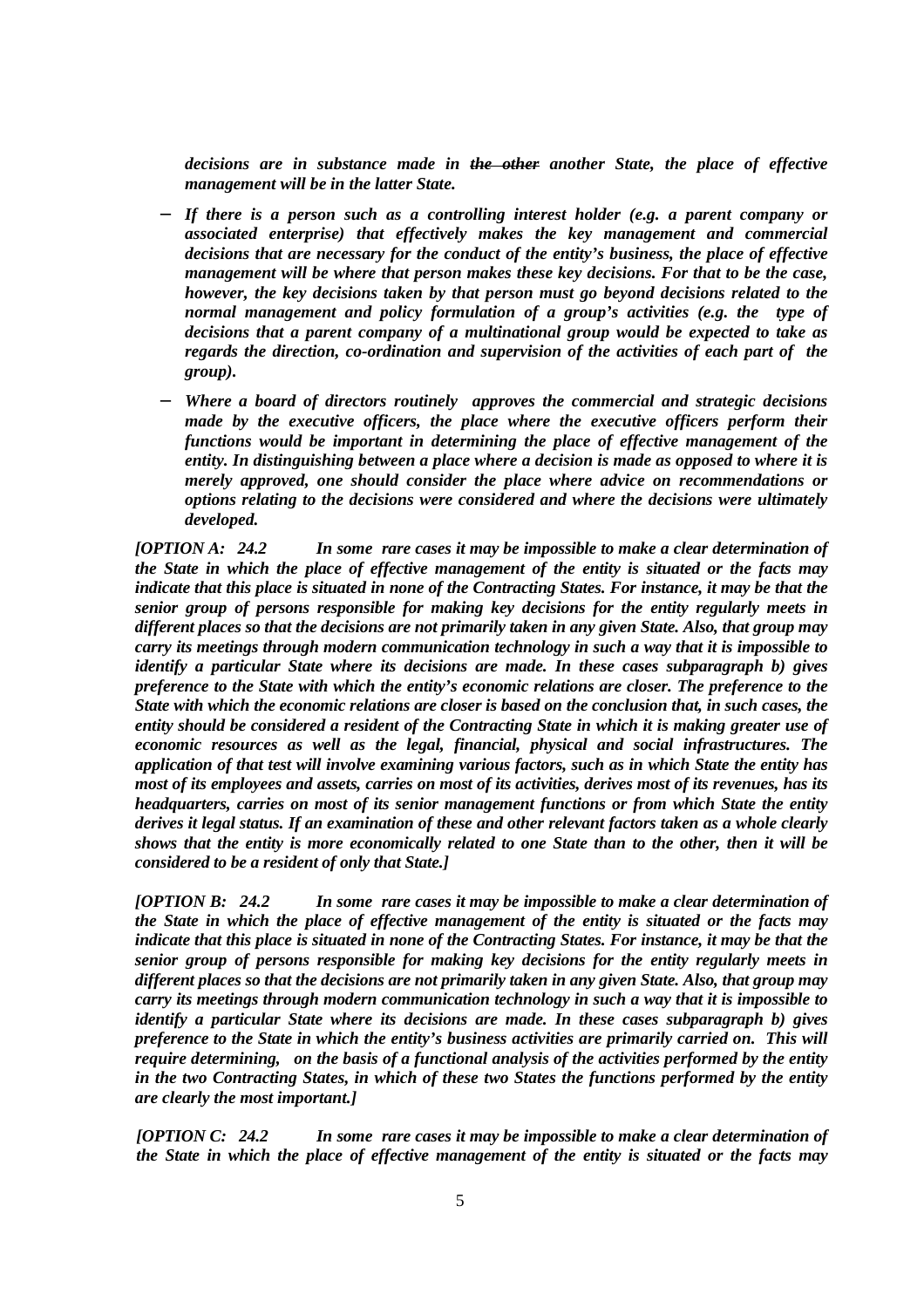***decisions are in substance made in ~~the other~~ another State, the place of effective management will be in the latter State.***

- ***If there is a person such as a controlling interest holder (e.g. a parent company or associated enterprise) that effectively makes the key management and commercial decisions that are necessary for the conduct of the entity's business, the place of effective management will be where that person makes these key decisions. For that to be the case, however, the key decisions taken by that person must go beyond decisions related to the normal management and policy formulation of a group's activities (e.g. the type of decisions that a parent company of a multinational group would be expected to take as regards the direction, co-ordination and supervision of the activities of each part of the group).***
- ***Where a board of directors routinely approves the commercial and strategic decisions made by the executive officers, the place where the executive officers perform their functions would be important in determining the place of effective management of the entity. In distinguishing between a place where a decision is made as opposed to where it is merely approved, one should consider the place where advice on recommendations or options relating to the decisions were considered and where the decisions were ultimately developed.***

***[OPTION A: 24.2 In some rare cases it may be impossible to make a clear determination of the State in which the place of effective management of the entity is situated or the facts may indicate that this place is situated in none of the Contracting States. For instance, it may be that the senior group of persons responsible for making key decisions for the entity regularly meets in different places so that the decisions are not primarily taken in any given State. Also, that group may carry its meetings through modern communication technology in such a way that it is impossible to identify a particular State where its decisions are made. In these cases subparagraph b) gives preference to the State with which the entity's economic relations are closer. The preference to the State with which the economic relations are closer is based on the conclusion that, in such cases, the entity should be considered a resident of the Contracting State in which it is making greater use of economic resources as well as the legal, financial, physical and social infrastructures. The application of that test will involve examining various factors, such as in which State the entity has most of its employees and assets, carries on most of its activities, derives most of its revenues, has its headquarters, carries on most of its senior management functions or from which State the entity derives it legal status. If an examination of these and other relevant factors taken as a whole clearly shows that the entity is more economically related to one State than to the other, then it will be considered to be a resident of only that State.]***

***[OPTION B: 24.2 In some rare cases it may be impossible to make a clear determination of the State in which the place of effective management of the entity is situated or the facts may indicate that this place is situated in none of the Contracting States. For instance, it may be that the senior group of persons responsible for making key decisions for the entity regularly meets in different places so that the decisions are not primarily taken in any given State. Also, that group may carry its meetings through modern communication technology in such a way that it is impossible to identify a particular State where its decisions are made. In these cases subparagraph b) gives preference to the State in which the entity's business activities are primarily carried on. This will require determining, on the basis of a functional analysis of the activities performed by the entity in the two Contracting States, in which of these two States the functions performed by the entity are clearly the most important.]***

***[OPTION C: 24.2 In some rare cases it may be impossible to make a clear determination of the State in which the place of effective management of the entity is situated or the facts may***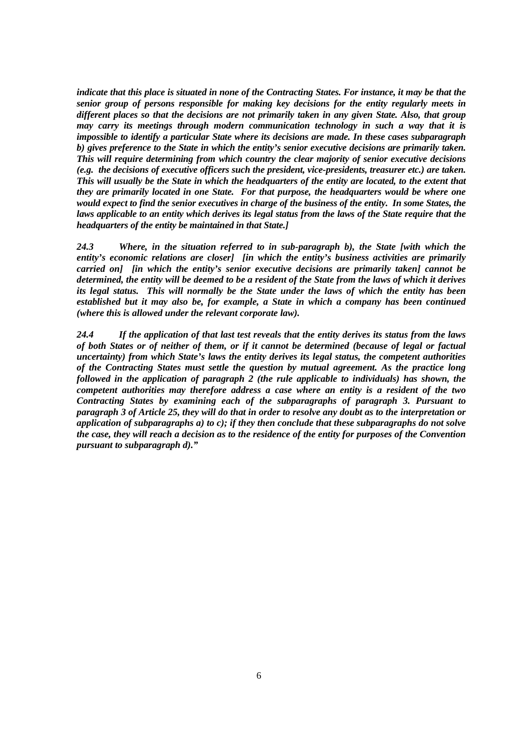*indicate that this place is situated in none of the Contracting States. For instance, it may be that the senior group of persons responsible for making key decisions for the entity regularly meets in different places so that the decisions are not primarily taken in any given State. Also, that group may carry its meetings through modern communication technology in such a way that it is impossible to identify a particular State where its decisions are made. In these cases subparagraph b) gives preference to the State in which the entity's senior executive decisions are primarily taken. This will require determining from which country the clear majority of senior executive decisions (e.g. the decisions of executive officers such the president, vice-presidents, treasurer etc.) are taken. This will usually be the State in which the headquarters of the entity are located, to the extent that they are primarily located in one State. For that purpose, the headquarters would be where one would expect to find the senior executives in charge of the business of the entity. In some States, the laws applicable to an entity which derives its legal status from the laws of the State require that the headquarters of the entity be maintained in that State.]***

***24.3 Where, in the situation referred to in sub-paragraph b), the State [with which the entity's economic relations are closer] [in which the entity's business activities are primarily carried on] [in which the entity's senior executive decisions are primarily taken] cannot be determined, the entity will be deemed to be a resident of the State from the laws of which it derives its legal status. This will normally be the State under the laws of which the entity has been established but it may also be, for example, a State in which a company has been continued (where this is allowed under the relevant corporate law).***

***24.4 If the application of that last test reveals that the entity derives its status from the laws of both States or of neither of them, or if it cannot be determined (because of legal or factual uncertainty) from which State's laws the entity derives its legal status, the competent authorities of the Contracting States must settle the question by mutual agreement. As the practice long followed in the application of paragraph 2 (the rule applicable to individuals) has shown, the competent authorities may therefore address a case where an entity is a resident of the two Contracting States by examining each of the subparagraphs of paragraph 3. Pursuant to paragraph 3 of Article 25, they will do that in order to resolve any doubt as to the interpretation or application of subparagraphs a) to c); if they then conclude that these subparagraphs do not solve the case, they will reach a decision as to the residence of the entity for purposes of the Convention pursuant to subparagraph d)."***